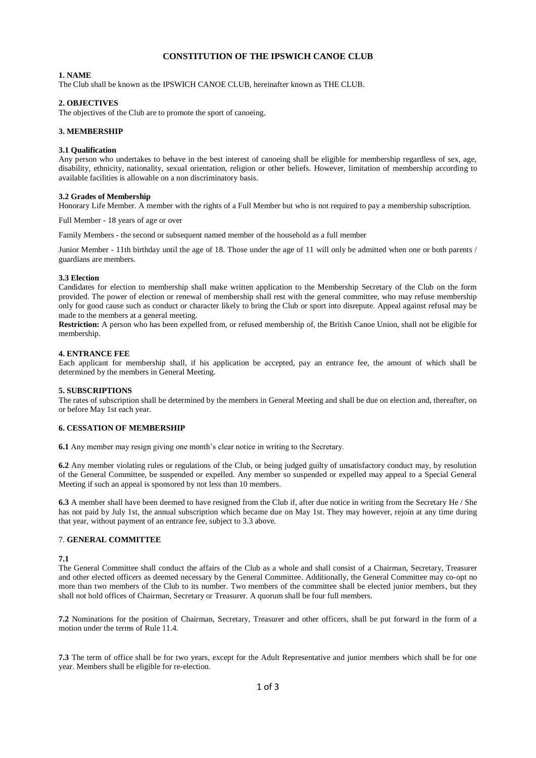# CONSTITUTION OF THE IPSWICH CANOE CLUB

## 1. NAME

The Club shall be known as the IPSWICH CANOE CLUB, hereinafter known as THE CLUB.

## 2. OBJECTIVES

The objectives of the Club are to promote the sport of canoeing.

## 3. MEMBERSHIP

### 3.1 Qualification

Any person who undertakes to behave in the best interest of canoeing shall be eligible for membership regardless of sex, age, disability, ethnicity, nationality, sexual orientation, religion or other beliefs. However, limitation of membership according to available facilities is allowable on a non discriminatory basis.

### 3.2 Grades of Membership

Honorary Life Member. A member with the rights of a Full Member but who is not required to pay a membership subscription.

Full Member - 18 years of age or over

Family Members - the second or subsequent named member of the household as a full member

Junior Member - 11th birthday until the age of 18. Those under the age of 11 will only be admitted when one or both parents / guardians are members.

### 3.3 Election

Candidates for election to membership shall make written application to the Membership Secretary of the Club on the form provided. The power of election or renewal of membership shall rest with the general committee, who may refuse membership only for good cause such as conduct or character likely to bring the Club or sport into disrepute. Appeal against refusal may be made to the members at a general meeting.

**Restriction:** A person who has been expelled from, or refused membership of, the British Canoe Union, shall not be eligible for membership.

## 4. ENTRANCE FEE

Each applicant for membership shall, if his application be accepted, pay an entrance fee, the amount of which shall be determined by the members in General Meeting.

## 5. SUBSCRIPTIONS

The rates of subscription shall be determined by the members in General Meeting and shall be due on election and, thereafter, on or before May 1st each year.

## 6. CESSATION OF MEMBERSHIP

**6.1** Any member may resign giving one month's clear notice in writing to the Secretary.

**6.2** Any member violating rules or regulations of the Club, or being judged guilty of unsatisfactory conduct may, by resolution of the General Committee, be suspended or expelled. Any member so suspended or expelled may appeal to a Special General Meeting if such an appeal is sponsored by not less than 10 members.

**6.3** A member shall have been deemed to have resigned from the Club if, after due notice in writing from the Secretary He / She has not paid by July 1st, the annual subscription which became due on May 1st. They may however, rejoin at any time during that year, without payment of an entrance fee, subject to 3.3 above.

## 7. GENERAL COMMITTEE

**7.1**

The General Committee shall conduct the affairs of the Club as a whole and shall consist of a Chairman, Secretary, Treasurer and other elected officers as deemed necessary by the General Committee. Additionally, the General Committee may co-opt no more than two members of the Club to its number. Two members of the committee shall be elected junior members, but they shall not hold offices of Chairman, Secretary or Treasurer. A quorum shall be four full members.

**7.2** Nominations for the position of Chairman, Secretary, Treasurer and other officers, shall be put forward in the form of a motion under the terms of Rule 11.4.

**7.3** The term of office shall be for two years, except for the Adult Representative and junior members which shall be for one year. Members shall be eligible for re-election.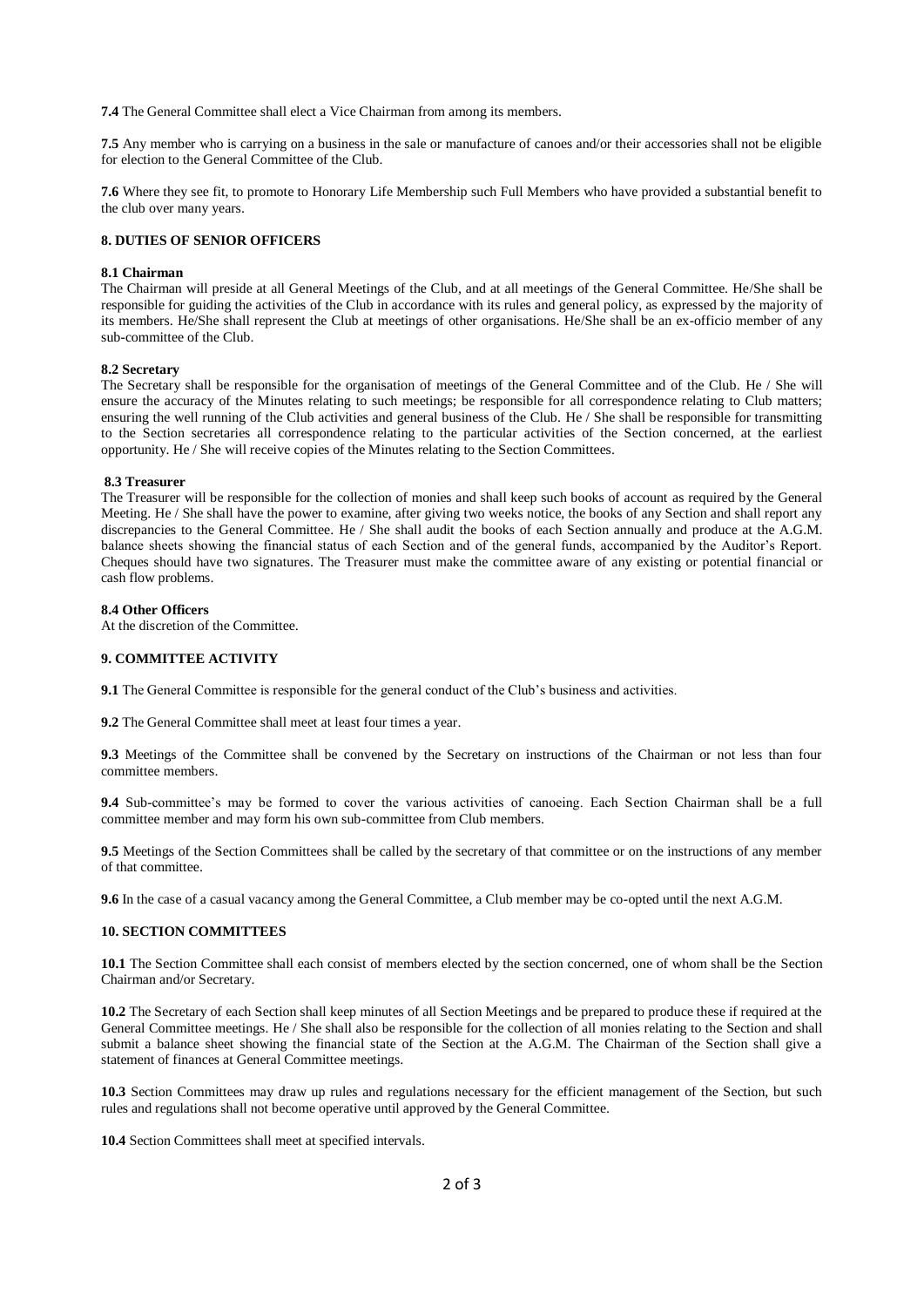**7.4** The General Committee shall elect a Vice Chairman from among its members.

**7.5** Any member who is carrying on a business in the sale or manufacture of canoes and/or their accessories shall not be eligible for election to the General Committee of the Club.

**7.6** Where they see fit, to promote to Honorary Life Membership such Full Members who have provided a substantial benefit to the club over many years.

## 8. DUTIES OF SENIOR OFFICERS

### 8.1 Chairman

The Chairman will preside at all General Meetings of the Club, and at all meetings of the General Committee. He/She shall be responsible for guiding the activities of the Club in accordance with its rules and general policy, as expressed by the majority of its members. He/She shall represent the Club at meetings of other organisations. He/She shall be an ex-officio member of any sub-committee of the Club.

### 8.2 Secretary

The Secretary shall be responsible for the organisation of meetings of the General Committee and of the Club. He / She will ensure the accuracy of the Minutes relating to such meetings; be responsible for all correspondence relating to Club matters; ensuring the well running of the Club activities and general business of the Club. He / She shall be responsible for transmitting to the Section secretaries all correspondence relating to the particular activities of the Section concerned, at the earliest opportunity. He / She will receive copies of the Minutes relating to the Section Committees.

### 8.3 Treasurer

The Treasurer will be responsible for the collection of monies and shall keep such books of account as required by the General Meeting. He / She shall have the power to examine, after giving two weeks notice, the books of any Section and shall report any discrepancies to the General Committee. He / She shall audit the books of each Section annually and produce at the A.G.M. balance sheets showing the financial status of each Section and of the general funds, accompanied by the Auditor's Report. Cheques should have two signatures. The Treasurer must make the committee aware of any existing or potential financial or cash flow problems.

### 8.4 Other Officers

At the discretion of the Committee.

## 9. COMMITTEE ACTIVITY

**9.1** The General Committee is responsible for the general conduct of the Club's business and activities.

**9.2** The General Committee shall meet at least four times a year.

**9.3** Meetings of the Committee shall be convened by the Secretary on instructions of the Chairman or not less than four committee members.

**9.4** Sub-committee's may be formed to cover the various activities of canoeing. Each Section Chairman shall be a full committee member and may form his own sub-committee from Club members.

**9.5** Meetings of the Section Committees shall be called by the secretary of that committee or on the instructions of any member of that committee.

**9.6** In the case of a casual vacancy among the General Committee, a Club member may be co-opted until the next A.G.M.

## 10. SECTION COMMITTEES

**10.1** The Section Committee shall each consist of members elected by the section concerned, one of whom shall be the Section Chairman and/or Secretary.

**10.2** The Secretary of each Section shall keep minutes of all Section Meetings and be prepared to produce these if required at the General Committee meetings. He / She shall also be responsible for the collection of all monies relating to the Section and shall submit a balance sheet showing the financial state of the Section at the A.G.M. The Chairman of the Section shall give a statement of finances at General Committee meetings.

**10.3** Section Committees may draw up rules and regulations necessary for the efficient management of the Section, but such rules and regulations shall not become operative until approved by the General Committee.

**10.4** Section Committees shall meet at specified intervals.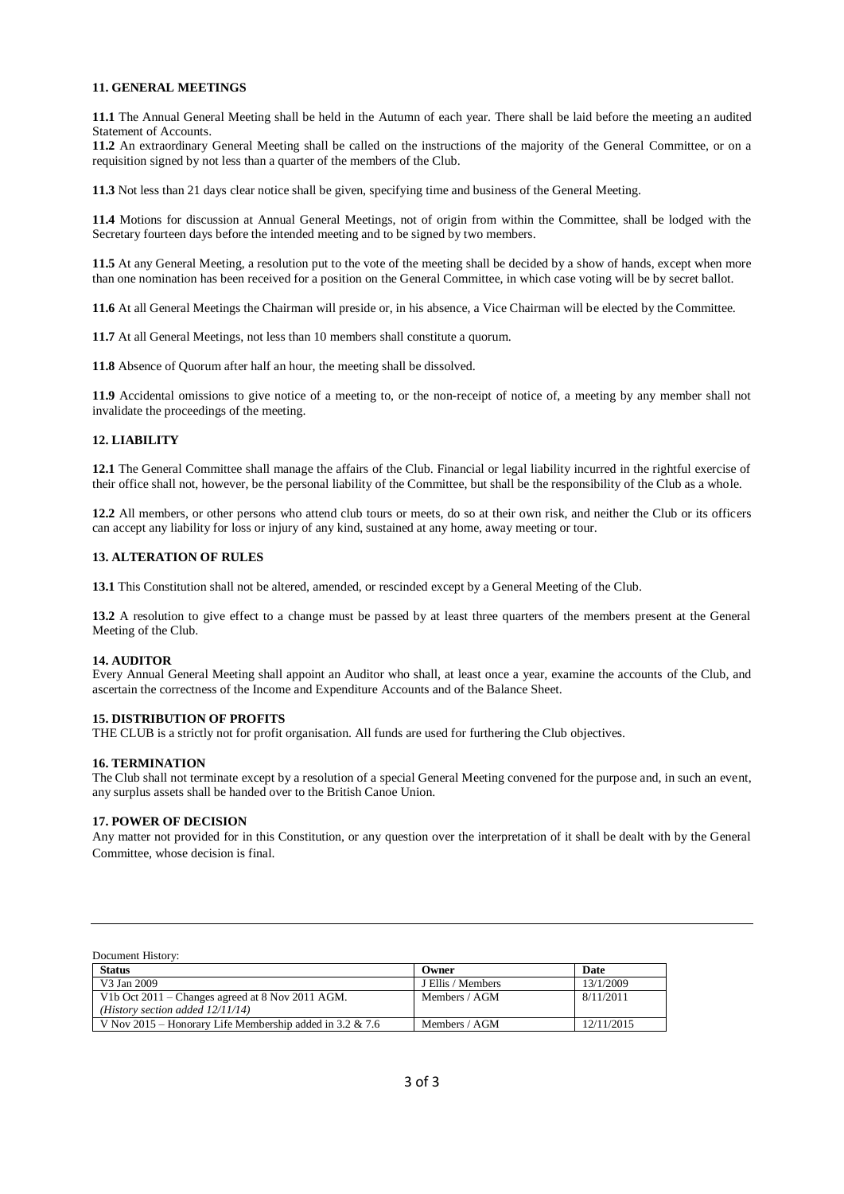### 11. GENERAL MEETINGS

**11.1** The Annual General Meeting shall be held in the Autumn of each year. There shall be laid before the meeting an audited Statement of Accounts.

**11.2** An extraordinary General Meeting shall be called on the instructions of the majority of the General Committee, or on a requisition signed by not less than a quarter of the members of the Club.

**11.3** Not less than 21 days clear notice shall be given, specifying time and business of the General Meeting.

**11.4** Motions for discussion at Annual General Meetings, not of origin from within the Committee, shall be lodged with the Secretary fourteen days before the intended meeting and to be signed by two members.

**11.5** At any General Meeting, a resolution put to the vote of the meeting shall be decided by a show of hands, except when more than one nomination has been received for a position on the General Committee, in which case voting will be by secret ballot.

**11.6** At all General Meetings the Chairman will preside or, in his absence, a Vice Chairman will be elected by the Committee.

**11.7** At all General Meetings, not less than 10 members shall constitute a quorum.

**11.8** Absence of Quorum after half an hour, the meeting shall be dissolved.

**11.9** Accidental omissions to give notice of a meeting to, or the non-receipt of notice of, a meeting by any member shall not invalidate the proceedings of the meeting.

### 12. LIABILITY

**12.1** The General Committee shall manage the affairs of the Club. Financial or legal liability incurred in the rightful exercise of their office shall not, however, be the personal liability of the Committee, but shall be the responsibility of the Club as a whole.

**12.2** All members, or other persons who attend club tours or meets, do so at their own risk, and neither the Club or its officers can accept any liability for loss or injury of any kind, sustained at any home, away meeting or tour.

### 13. ALTERATION OF RULES

**13.1** This Constitution shall not be altered, amended, or rescinded except by a General Meeting of the Club.

**13.2** A resolution to give effect to a change must be passed by at least three quarters of the members present at the General Meeting of the Club.

### 14. AUDITOR

Every Annual General Meeting shall appoint an Auditor who shall, at least once a year, examine the accounts of the Club, and ascertain the correctness of the Income and Expenditure Accounts and of the Balance Sheet.

### 15. DISTRIBUTION OF PROFITS

THE CLUB is a strictly not for profit organisation. All funds are used for furthering the Club objectives.

### 16. TERMINATION

The Club shall not terminate except by a resolution of a special General Meeting convened for the purpose and, in such an event, any surplus assets shall be handed over to the British Canoe Union.

### 17. POWER OF DECISION

Any matter not provided for in this Constitution, or any question over the interpretation of it shall be dealt with by the General Committee, whose decision is final.

---

Document History:

| Status | Owner | Date |
|---|---|---|
| V3 Jan 2009 | J Ellis / Members | 13/1/2009 |
| V1b Oct 2011 – Changes agreed at 8 Nov 2011 AGM. *(History section added 12/11/14)* | Members / AGM | 8/11/2011 |
| V Nov 2015 – Honorary Life Membership added in 3.2 & 7.6 | Members / AGM | 12/11/2015 |